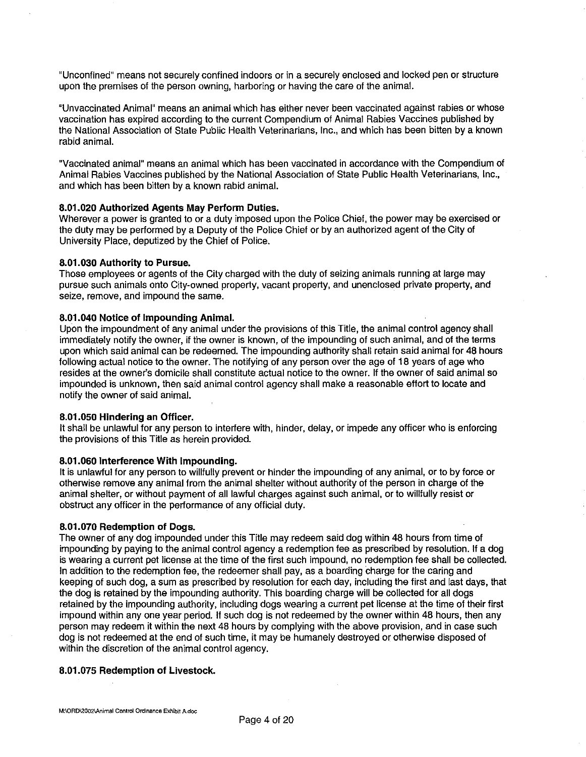"Unconfined" means not securely confined indoors or in a securely enclosed and locked pen or structure upon the premises of the person owning, harboring or having the care of the animal.

"Unvaccinated Animal" means an animal which has either never been vaccinated against rabies or whose vaccination has expired according to the current Compendium of Animal Rabies Vaccines published by the National Association of State Public Health Veterinarians, Inc., and which has been bitten by a known rabid animal.

"Vaccinated animal" means an animal which has been vaccinated in accordance with the Compendium of Animal Rabies Vaccines published by the National Association of State Public Health Veterinarians, Inc., and which has been bitten by a known rabid animal.

**8.01.020 Authorized Agents May Perform Duties.**
Wherever a power is granted to or a duty imposed upon the Police Chief, the power may be exercised or the duty may be performed by a Deputy of the Police Chief or by an authorized agent of the City of University Place, deputized by the Chief of Police.

**8.01.030 Authority to Pursue.**
Those employees or agents of the City charged with the duty of seizing animals running at large may pursue such animals onto City-owned property, vacant property, and unenclosed private property, and seize, remove, and impound the same.

**8.01.040 Notice of Impounding Animal.**
Upon the impoundment of any animal under the provisions of this Title, the animal control agency shall immediately notify the owner, if the owner is known, of the impounding of such animal, and of the terms upon which said animal can be redeemed. The impounding authority shall retain said animal for 48 hours following actual notice to the owner. The notifying of any person over the age of 18 years of age who resides at the owner's domicile shall constitute actual notice to the owner. If the owner of said animal so impounded is unknown, then said animal control agency shall make a reasonable effort to locate and notify the owner of said animal.

**8.01.050 Hindering an Officer.**
It shall be unlawful for any person to interfere with, hinder, delay, or impede any officer who is enforcing the provisions of this Title as herein provided.

**8.01.060 Interference With Impounding.**
It is unlawful for any person to willfully prevent or hinder the impounding of any animal, or to by force or otherwise remove any animal from the animal shelter without authority of the person in charge of the animal shelter, or without payment of all lawful charges against such animal, or to willfully resist or obstruct any officer in the performance of any official duty.

**8.01.070 Redemption of Dogs.**
The owner of any dog impounded under this Title may redeem said dog within 48 hours from time of impounding by paying to the animal control agency a redemption fee as prescribed by resolution. If a dog is wearing a current pet license at the time of the first such impound, no redemption fee shall be collected. In addition to the redemption fee, the redeemer shall pay, as a boarding charge for the caring and keeping of such dog, a sum as prescribed by resolution for each day, including the first and last days, that the dog is retained by the impounding authority. This boarding charge will be collected for all dogs retained by the impounding authority, including dogs wearing a current pet license at the time of their first impound within any one year period. If such dog is not redeemed by the owner within 48 hours, then any person may redeem it within the next 48 hours by complying with the above provision, and in case such dog is not redeemed at the end of such time, it may be humanely destroyed or otherwise disposed of within the discretion of the animal control agency.

**8.01.075 Redemption of Livestock.**

M:\ORD\2002\Animal Control Ordinance Exhibit A.doc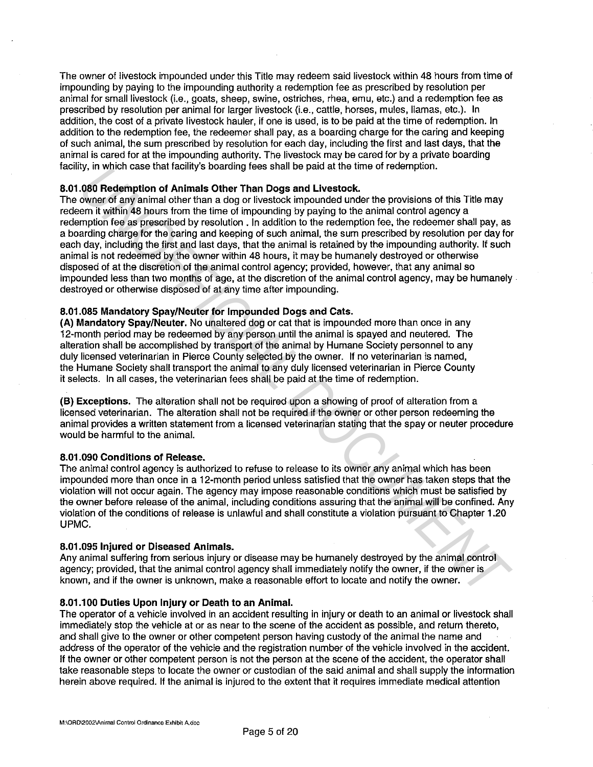The owner of livestock impounded under this Title may redeem said livestock within 48 hours from time of impounding by paying to the impounding authority a redemption fee as prescribed by resolution per animal for small livestock (i.e., goats, sheep, swine, ostriches, rhea, emu, etc.) and a redemption fee as prescribed by resolution per animal for larger livestock (i.e., cattle, horses, mules, llamas, etc.). In addition, the cost of a private livestock hauler, if one is used, is to be paid at the time of redemption. In addition to the redemption fee, the redeemer shall pay, as a boarding charge for the caring and keeping of such animal, the sum prescribed by resolution for each day, including the first and last days, that the animal is cared for at the impounding authority. The livestock may be cared for by a private boarding facility, in which case that facility's boarding fees shall be paid at the time of redemption.

**8.01.080 Redemption of Animals Other Than Dogs and Livestock.**
The owner of any animal other than a dog or livestock impounded under the provisions of this Title may redeem it within 48 hours from the time of impounding by paying to the animal control agency a redemption fee as prescribed by resolution . In addition to the redemption fee, the redeemer shall pay, as a boarding charge for the caring and keeping of such animal, the sum prescribed by resolution per day for each day, including the first and last days, that the animal is retained by the impounding authority. If such animal is not redeemed by the owner within 48 hours, it may be humanely destroyed or otherwise disposed of at the discretion of the animal control agency; provided, however, that any animal so impounded less than two months of age, at the discretion of the animal control agency, may be humanely destroyed or otherwise disposed of at any time after impounding.

**8.01.085 Mandatory Spay/Neuter for Impounded Dogs and Cats.**
**(A) Mandatory Spay/Neuter.** No unaltered dog or cat that is impounded more than once in any 12-month period may be redeemed by any person until the animal is spayed and neutered. The alteration shall be accomplished by transport of the animal by Humane Society personnel to any duly licensed veterinarian in Pierce County selected by the owner. If no veterinarian is named, the Humane Society shall transport the animal to any duly licensed veterinarian in Pierce County it selects. In all cases, the veterinarian fees shall be paid at the time of redemption.

**(B) Exceptions.** The alteration shall not be required upon a showing of proof of alteration from a licensed veterinarian. The alteration shall not be required if the owner or other person redeeming the animal provides a written statement from a licensed veterinarian stating that the spay or neuter procedure would be harmful to the animal.

**8.01.090 Conditions of Release.**
The animal control agency is authorized to refuse to release to its owner any animal which has been impounded more than once in a 12-month period unless satisfied that the owner has taken steps that the violation will not occur again. The agency may impose reasonable conditions which must be satisfied by the owner before release of the animal, including conditions assuring that the animal will be confined. Any violation of the conditions of release is unlawful and shall constitute a violation pursuant to Chapter 1.20 UPMC.

**8.01.095 Injured or Diseased Animals.**
Any animal suffering from serious injury or disease may be humanely destroyed by the animal control agency; provided, that the animal control agency shall immediately notify the owner, if the owner is known, and if the owner is unknown, make a reasonable effort to locate and notify the owner.

**8.01.100 Duties Upon Injury or Death to an Animal.**
The operator of a vehicle involved in an accident resulting in injury or death to an animal or livestock shall immediately stop the vehicle at or as near to the scene of the accident as possible, and return thereto, and shall give to the owner or other competent person having custody of the animal the name and address of the operator of the vehicle and the registration number of the vehicle involved in the accident. If the owner or other competent person is not the person at the scene of the accident, the operator shall take reasonable steps to locate the owner or custodian of the said animal and shall supply the information herein above required. If the animal is injured to the extent that it requires immediate medical attention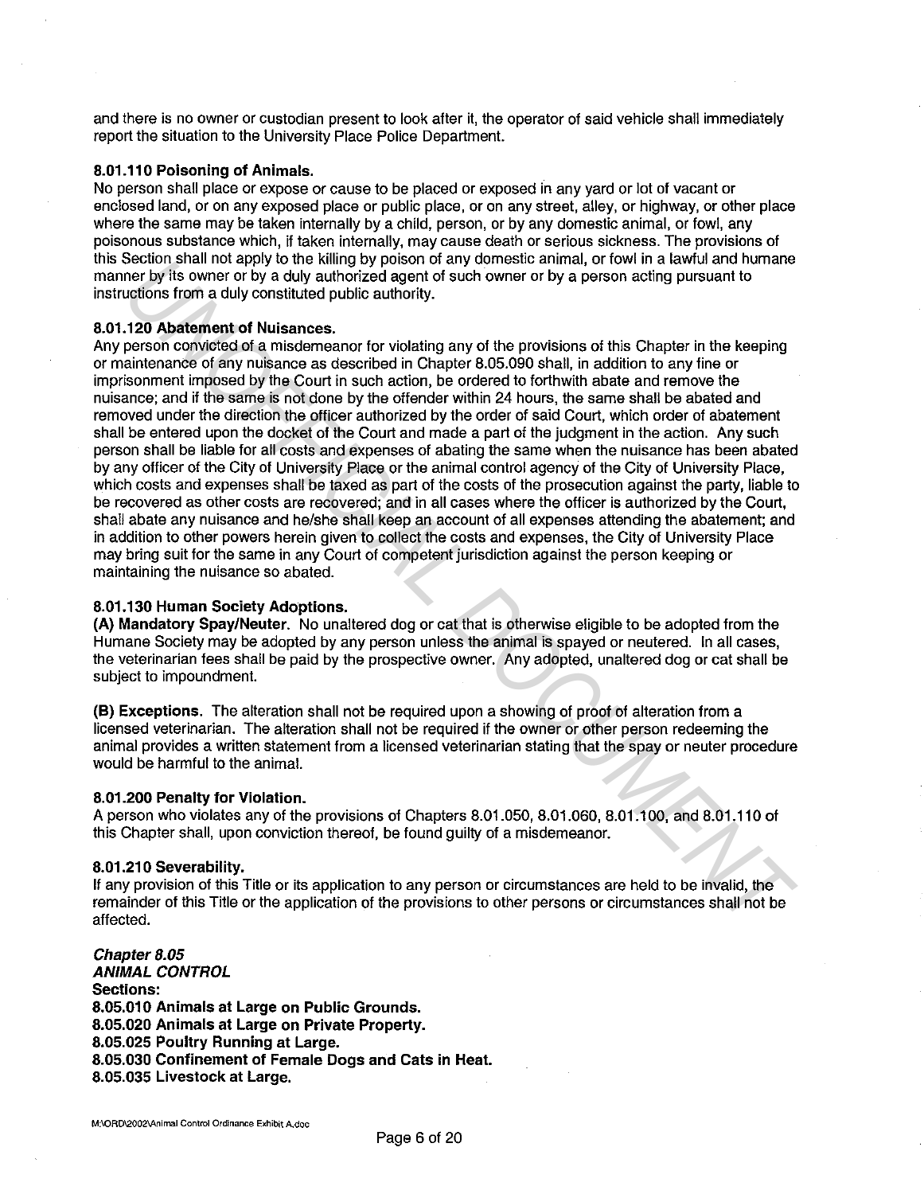and there is no owner or custodian present to look after it, the operator of said vehicle shall immediately report the situation to the University Place Police Department.

**8.01.110 Poisoning of Animals.**
No person shall place or expose or cause to be placed or exposed in any yard or lot of vacant or enclosed land, or on any exposed place or public place, or on any street, alley, or highway, or other place where the same may be taken internally by a child, person, or by any domestic animal, or fowl, any poisonous substance which, if taken internally, may cause death or serious sickness. The provisions of this Section shall not apply to the killing by poison of any domestic animal, or fowl in a lawful and humane manner by its owner or by a duly authorized agent of such owner or by a person acting pursuant to instructions from a duly constituted public authority.

**8.01.120 Abatement of Nuisances.**
Any person convicted of a misdemeanor for violating any of the provisions of this Chapter in the keeping or maintenance of any nuisance as described in Chapter 8.05.090 shall, in addition to any fine or imprisonment imposed by the Court in such action, be ordered to forthwith abate and remove the nuisance; and if the same is not done by the offender within 24 hours, the same shall be abated and removed under the direction the officer authorized by the order of said Court, which order of abatement shall be entered upon the docket of the Court and made a part of the judgment in the action. Any such person shall be liable for all costs and expenses of abating the same when the nuisance has been abated by any officer of the City of University Place or the animal control agency of the City of University Place, which costs and expenses shall be taxed as part of the costs of the prosecution against the party, liable to be recovered as other costs are recovered; and in all cases where the officer is authorized by the Court, shall abate any nuisance and he/she shall keep an account of all expenses attending the abatement; and in addition to other powers herein given to collect the costs and expenses, the City of University Place may bring suit for the same in any Court of competent jurisdiction against the person keeping or maintaining the nuisance so abated.

**8.01.130 Human Society Adoptions.**
**(A) Mandatory Spay/Neuter.** No unaltered dog or cat that is otherwise eligible to be adopted from the Humane Society may be adopted by any person unless the animal is spayed or neutered. In all cases, the veterinarian fees shall be paid by the prospective owner. Any adopted, unaltered dog or cat shall be subject to impoundment.

**(B) Exceptions.** The alteration shall not be required upon a showing of proof of alteration from a licensed veterinarian. The alteration shall not be required if the owner or other person redeeming the animal provides a written statement from a licensed veterinarian stating that the spay or neuter procedure would be harmful to the animal.

**8.01.200 Penalty for Violation.**
A person who violates any of the provisions of Chapters 8.01.050, 8.01.060, 8.01.100, and 8.01.110 of this Chapter shall, upon conviction thereof, be found guilty of a misdemeanor.

**8.01.210 Severability.**
If any provision of this Title or its application to any person or circumstances are held to be invalid, the remainder of this Title or the application of the provisions to other persons or circumstances shall not be affected.

***Chapter 8.05***
***ANIMAL CONTROL***
**Sections:**
**8.05.010 Animals at Large on Public Grounds.**
**8.05.020 Animals at Large on Private Property.**
**8.05.025 Poultry Running at Large.**
**8.05.030 Confinement of Female Dogs and Cats in Heat.**
**8.05.035 Livestock at Large.**

M:\ORD\2002\Animal Control Ordinance Exhibit A.doc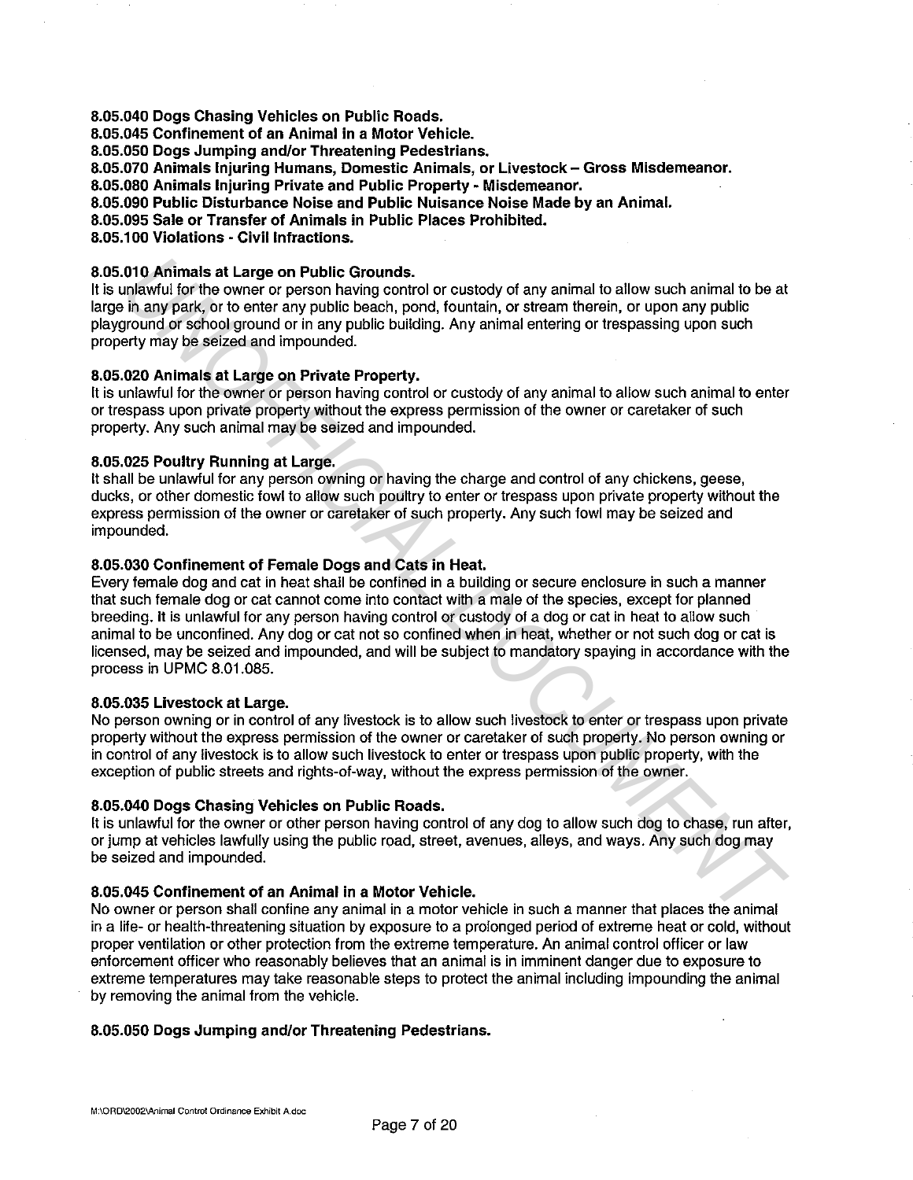**8.05.040 Dogs Chasing Vehicles on Public Roads.**
**8.05.045 Confinement of an Animal in a Motor Vehicle.**
**8.05.050 Dogs Jumping and/or Threatening Pedestrians.**
**8.05.070 Animals Injuring Humans, Domestic Animals, or Livestock – Gross Misdemeanor.**
**8.05.080 Animals Injuring Private and Public Property - Misdemeanor.**
**8.05.090 Public Disturbance Noise and Public Nuisance Noise Made by an Animal.**
**8.05.095 Sale or Transfer of Animals in Public Places Prohibited.**
**8.05.100 Violations - Civil Infractions.**

**8.05.010 Animals at Large on Public Grounds.**
It is unlawful for the owner or person having control or custody of any animal to allow such animal to be at large in any park, or to enter any public beach, pond, fountain, or stream therein, or upon any public playground or school ground or in any public building. Any animal entering or trespassing upon such property may be seized and impounded.

**8.05.020 Animals at Large on Private Property.**
It is unlawful for the owner or person having control or custody of any animal to allow such animal to enter or trespass upon private property without the express permission of the owner or caretaker of such property. Any such animal may be seized and impounded.

**8.05.025 Poultry Running at Large.**
It shall be unlawful for any person owning or having the charge and control of any chickens, geese, ducks, or other domestic fowl to allow such poultry to enter or trespass upon private property without the express permission of the owner or caretaker of such property. Any such fowl may be seized and impounded.

**8.05.030 Confinement of Female Dogs and Cats in Heat.**
Every female dog and cat in heat shall be confined in a building or secure enclosure in such a manner that such female dog or cat cannot come into contact with a male of the species, except for planned breeding. It is unlawful for any person having control or custody of a dog or cat in heat to allow such animal to be unconfined. Any dog or cat not so confined when in heat, whether or not such dog or cat is licensed, may be seized and impounded, and will be subject to mandatory spaying in accordance with the process in UPMC 8.01.085.

**8.05.035 Livestock at Large.**
No person owning or in control of any livestock is to allow such livestock to enter or trespass upon private property without the express permission of the owner or caretaker of such property. No person owning or in control of any livestock is to allow such livestock to enter or trespass upon public property, with the exception of public streets and rights-of-way, without the express permission of the owner.

**8.05.040 Dogs Chasing Vehicles on Public Roads.**
It is unlawful for the owner or other person having control of any dog to allow such dog to chase, run after, or jump at vehicles lawfully using the public road, street, avenues, alleys, and ways. Any such dog may be seized and impounded.

**8.05.045 Confinement of an Animal in a Motor Vehicle.**
No owner or person shall confine any animal in a motor vehicle in such a manner that places the animal in a life- or health-threatening situation by exposure to a prolonged period of extreme heat or cold, without proper ventilation or other protection from the extreme temperature. An animal control officer or law enforcement officer who reasonably believes that an animal is in imminent danger due to exposure to extreme temperatures may take reasonable steps to protect the animal including impounding the animal by removing the animal from the vehicle.

**8.05.050 Dogs Jumping and/or Threatening Pedestrians.**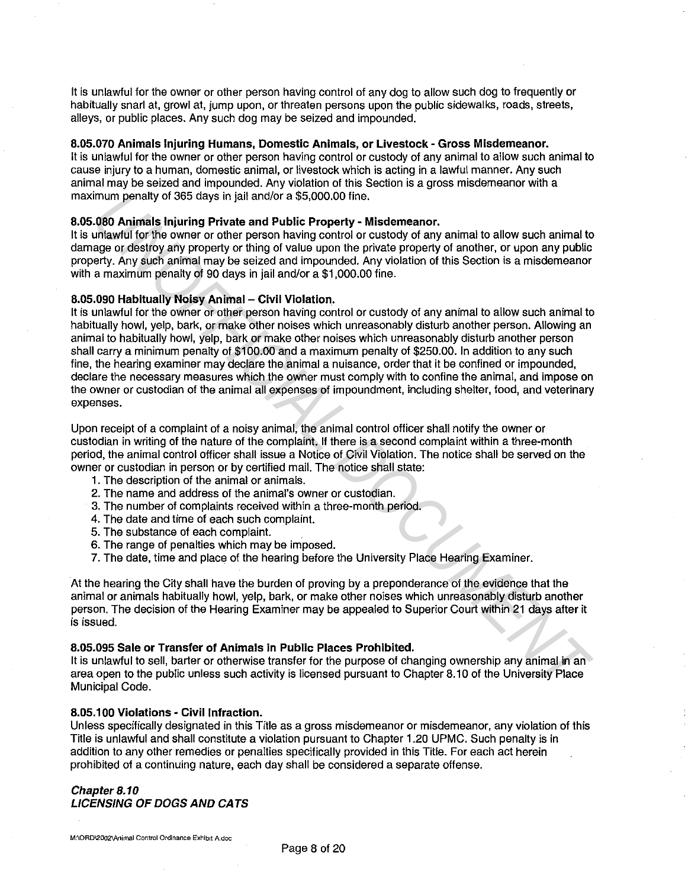It is unlawful for the owner or other person having control of any dog to allow such dog to frequently or habitually snarl at, growl at, jump upon, or threaten persons upon the public sidewalks, roads, streets, alleys, or public places. Any such dog may be seized and impounded.

**8.05.070 Animals Injuring Humans, Domestic Animals, or Livestock - Gross Misdemeanor.**
It is unlawful for the owner or other person having control or custody of any animal to allow such animal to cause injury to a human, domestic animal, or livestock which is acting in a lawful manner. Any such animal may be seized and impounded. Any violation of this Section is a gross misdemeanor with a maximum penalty of 365 days in jail and/or a $5,000.00 fine.

**8.05.080 Animals Injuring Private and Public Property - Misdemeanor.**
It is unlawful for the owner or other person having control or custody of any animal to allow such animal to damage or destroy any property or thing of value upon the private property of another, or upon any public property. Any such animal may be seized and impounded. Any violation of this Section is a misdemeanor with a maximum penalty of 90 days in jail and/or a $1,000.00 fine.

**8.05.090 Habitually Noisy Animal – Civil Violation.**
It is unlawful for the owner or other person having control or custody of any animal to allow such animal to habitually howl, yelp, bark, or make other noises which unreasonably disturb another person. Allowing an animal to habitually howl, yelp, bark or make other noises which unreasonably disturb another person shall carry a minimum penalty of $100.00 and a maximum penalty of $250.00. In addition to any such fine, the hearing examiner may declare the animal a nuisance, order that it be confined or impounded, declare the necessary measures which the owner must comply with to confine the animal, and impose on the owner or custodian of the animal all expenses of impoundment, including shelter, food, and veterinary expenses.

Upon receipt of a complaint of a noisy animal, the animal control officer shall notify the owner or custodian in writing of the nature of the complaint. If there is a second complaint within a three-month period, the animal control officer shall issue a Notice of Civil Violation. The notice shall be served on the owner or custodian in person or by certified mail. The notice shall state:

1. The description of the animal or animals.
2. The name and address of the animal's owner or custodian.
3. The number of complaints received within a three-month period.
4. The date and time of each such complaint.
5. The substance of each complaint.
6. The range of penalties which may be imposed.
7. The date, time and place of the hearing before the University Place Hearing Examiner.

At the hearing the City shall have the burden of proving by a preponderance of the evidence that the animal or animals habitually howl, yelp, bark, or make other noises which unreasonably disturb another person. The decision of the Hearing Examiner may be appealed to Superior Court within 21 days after it is issued.

**8.05.095 Sale or Transfer of Animals in Public Places Prohibited.**
It is unlawful to sell, barter or otherwise transfer for the purpose of changing ownership any animal in an area open to the public unless such activity is licensed pursuant to Chapter 8.10 of the University Place Municipal Code.

**8.05.100 Violations - Civil Infraction.**
Unless specifically designated in this Title as a gross misdemeanor or misdemeanor, any violation of this Title is unlawful and shall constitute a violation pursuant to Chapter 1.20 UPMC. Such penalty is in addition to any other remedies or penalties specifically provided in this Title. For each act herein prohibited of a continuing nature, each day shall be considered a separate offense.

***Chapter 8.10***
***LICENSING OF DOGS AND CATS***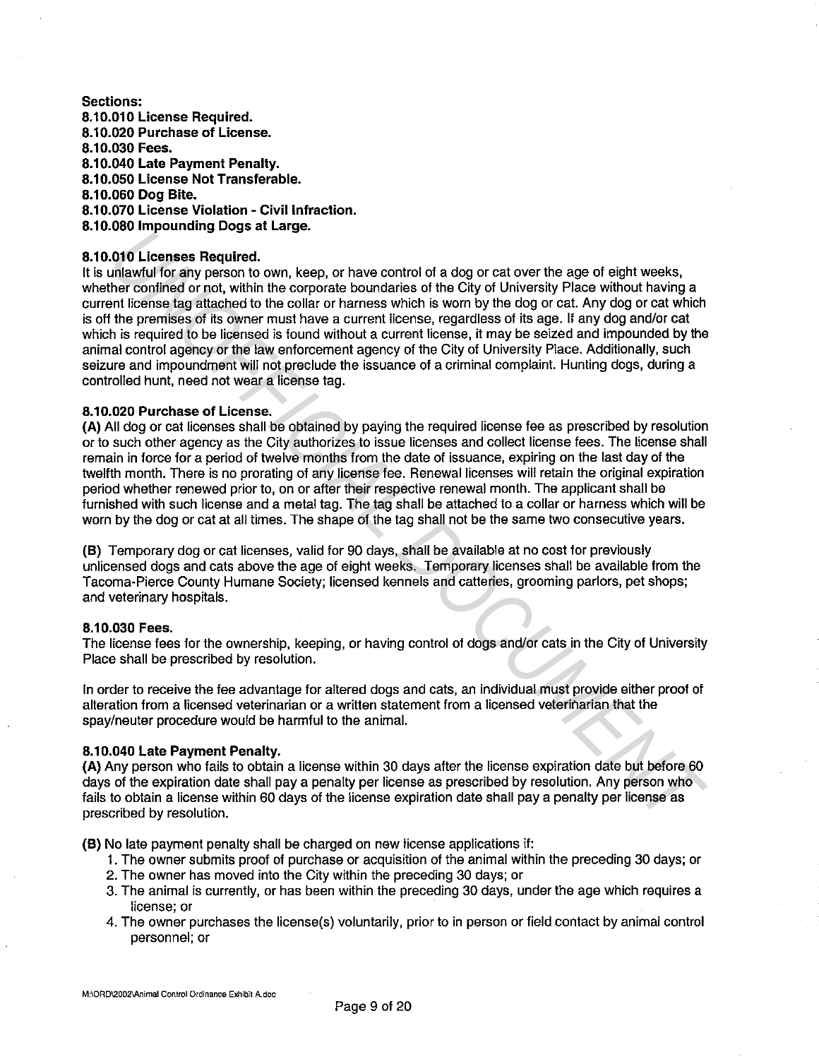**Sections:**
**8.10.010 License Required.**
**8.10.020 Purchase of License.**
**8.10.030 Fees.**
**8.10.040 Late Payment Penalty.**
**8.10.050 License Not Transferable.**
**8.10.060 Dog Bite.**
**8.10.070 License Violation - Civil Infraction.**
**8.10.080 Impounding Dogs at Large.**

**8.10.010 Licenses Required.**
It is unlawful for any person to own, keep, or have control of a dog or cat over the age of eight weeks, whether confined or not, within the corporate boundaries of the City of University Place without having a current license tag attached to the collar or harness which is worn by the dog or cat. Any dog or cat which is off the premises of its owner must have a current license, regardless of its age. If any dog and/or cat which is required to be licensed is found without a current license, it may be seized and impounded by the animal control agency or the law enforcement agency of the City of University Place. Additionally, such seizure and impoundment will not preclude the issuance of a criminal complaint. Hunting dogs, during a controlled hunt, need not wear a license tag.

**8.10.020 Purchase of License.**
**(A)** All dog or cat licenses shall be obtained by paying the required license fee as prescribed by resolution or to such other agency as the City authorizes to issue licenses and collect license fees. The license shall remain in force for a period of twelve months from the date of issuance, expiring on the last day of the twelfth month. There is no prorating of any license fee. Renewal licenses will retain the original expiration period whether renewed prior to, on or after their respective renewal month. The applicant shall be furnished with such license and a metal tag. The tag shall be attached to a collar or harness which will be worn by the dog or cat at all times. The shape of the tag shall not be the same two consecutive years.

**(B)** Temporary dog or cat licenses, valid for 90 days, shall be available at no cost for previously unlicensed dogs and cats above the age of eight weeks. Temporary licenses shall be available from the Tacoma-Pierce County Humane Society; licensed kennels and catteries, grooming parlors, pet shops; and veterinary hospitals.

**8.10.030 Fees.**
The license fees for the ownership, keeping, or having control of dogs and/or cats in the City of University Place shall be prescribed by resolution.

In order to receive the fee advantage for altered dogs and cats, an individual must provide either proof of alteration from a licensed veterinarian or a written statement from a licensed veterinarian that the spay/neuter procedure would be harmful to the animal.

**8.10.040 Late Payment Penalty.**
**(A)** Any person who fails to obtain a license within 30 days after the license expiration date but before 60 days of the expiration date shall pay a penalty per license as prescribed by resolution. Any person who fails to obtain a license within 60 days of the license expiration date shall pay a penalty per license as prescribed by resolution.

**(B)** No late payment penalty shall be charged on new license applications if:

1. The owner submits proof of purchase or acquisition of the animal within the preceding 30 days; or
2. The owner has moved into the City within the preceding 30 days; or
3. The animal is currently, or has been within the preceding 30 days, under the age which requires a license; or
4. The owner purchases the license(s) voluntarily, prior to in person or field contact by animal control personnel; or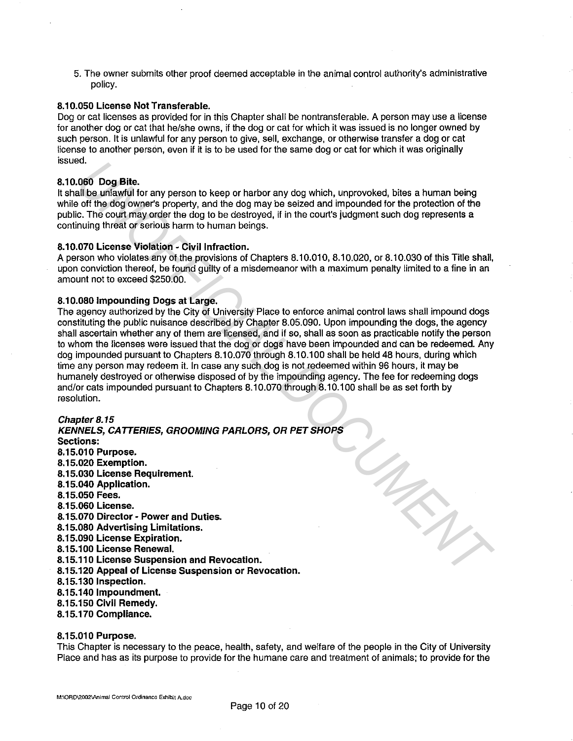5. The owner submits other proof deemed acceptable in the animal control authority's administrative policy.

**8.10.050 License Not Transferable.**
Dog or cat licenses as provided for in this Chapter shall be nontransferable. A person may use a license for another dog or cat that he/she owns, if the dog or cat for which it was issued is no longer owned by such person. It is unlawful for any person to give, sell, exchange, or otherwise transfer a dog or cat license to another person, even if it is to be used for the same dog or cat for which it was originally issued.

**8.10.060 Dog Bite.**
It shall be unlawful for any person to keep or harbor any dog which, unprovoked, bites a human being while off the dog owner's property, and the dog may be seized and impounded for the protection of the public. The court may order the dog to be destroyed, if in the court's judgment such dog represents a continuing threat or serious harm to human beings.

**8.10.070 License Violation - Civil Infraction.**
A person who violates any of the provisions of Chapters 8.10.010, 8.10.020, or 8.10.030 of this Title shall, upon conviction thereof, be found guilty of a misdemeanor with a maximum penalty limited to a fine in an amount not to exceed $250.00.

**8.10.080 Impounding Dogs at Large.**
The agency authorized by the City of University Place to enforce animal control laws shall impound dogs constituting the public nuisance described by Chapter 8.05.090. Upon impounding the dogs, the agency shall ascertain whether any of them are licensed, and if so, shall as soon as practicable notify the person to whom the licenses were issued that the dog or dogs have been impounded and can be redeemed. Any dog impounded pursuant to Chapters 8.10.070 through 8.10.100 shall be held 48 hours, during which time any person may redeem it. In case any such dog is not redeemed within 96 hours, it may be humanely destroyed or otherwise disposed of by the impounding agency. The fee for redeeming dogs and/or cats impounded pursuant to Chapters 8.10.070 through 8.10.100 shall be as set forth by resolution.

***Chapter 8.15***
***KENNELS, CATTERIES, GROOMING PARLORS, OR PET SHOPS***
**Sections:**
**8.15.010 Purpose.**
**8.15.020 Exemption.**
**8.15.030 License Requirement.**
**8.15.040 Application.**
**8.15.050 Fees.**
**8.15.060 License.**
**8.15.070 Director - Power and Duties.**
**8.15.080 Advertising Limitations.**
**8.15.090 License Expiration.**
**8.15.100 License Renewal.**
**8.15.110 License Suspension and Revocation.**
**8.15.120 Appeal of License Suspension or Revocation.**
**8.15.130 Inspection.**
**8.15.140 Impoundment.**
**8.15.150 Civil Remedy.**
**8.15.170 Compliance.**

**8.15.010 Purpose.**
This Chapter is necessary to the peace, health, safety, and welfare of the people in the City of University Place and has as its purpose to provide for the humane care and treatment of animals; to provide for the

M:\ORD\2002\Animal Control Ordinance Exhibit A.doc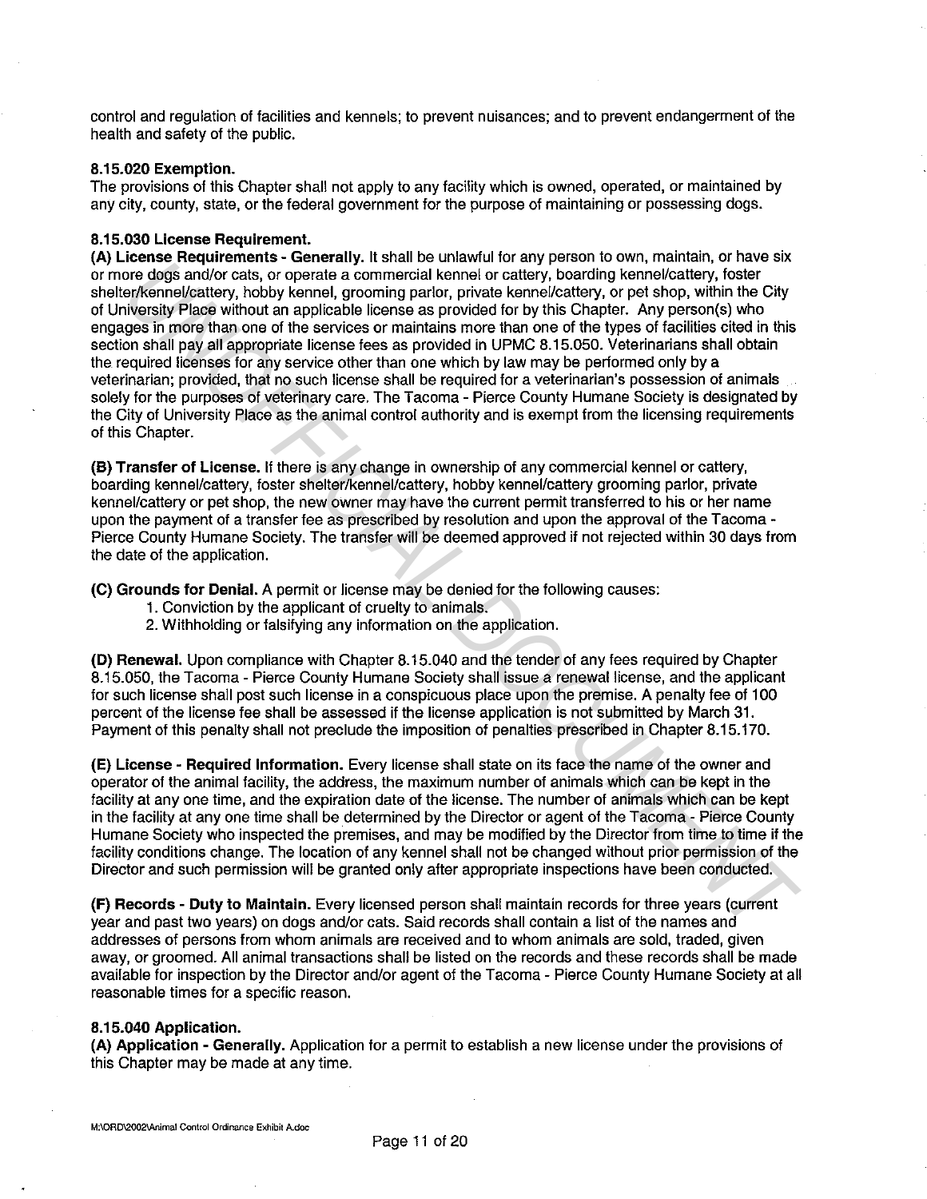control and regulation of facilities and kennels; to prevent nuisances; and to prevent endangerment of the health and safety of the public.

**8.15.020 Exemption.**
The provisions of this Chapter shall not apply to any facility which is owned, operated, or maintained by any city, county, state, or the federal government for the purpose of maintaining or possessing dogs.

**8.15.030 License Requirement.**
**(A) License Requirements - Generally.** It shall be unlawful for any person to own, maintain, or have six or more dogs and/or cats, or operate a commercial kennel or cattery, boarding kennel/cattery, foster shelter/kennel/cattery, hobby kennel, grooming parlor, private kennel/cattery, or pet shop, within the City of University Place without an applicable license as provided for by this Chapter. Any person(s) who engages in more than one of the services or maintains more than one of the types of facilities cited in this section shall pay all appropriate license fees as provided in UPMC 8.15.050. Veterinarians shall obtain the required licenses for any service other than one which by law may be performed only by a veterinarian; provided, that no such license shall be required for a veterinarian's possession of animals solely for the purposes of veterinary care. The Tacoma - Pierce County Humane Society is designated by the City of University Place as the animal control authority and is exempt from the licensing requirements of this Chapter.

**(B) Transfer of License.** If there is any change in ownership of any commercial kennel or cattery, boarding kennel/cattery, foster shelter/kennel/cattery, hobby kennel/cattery grooming parlor, private kennel/cattery or pet shop, the new owner may have the current permit transferred to his or her name upon the payment of a transfer fee as prescribed by resolution and upon the approval of the Tacoma - Pierce County Humane Society. The transfer will be deemed approved if not rejected within 30 days from the date of the application.

**(C) Grounds for Denial.** A permit or license may be denied for the following causes:

1. Conviction by the applicant of cruelty to animals.
2. Withholding or falsifying any information on the application.

**(D) Renewal.** Upon compliance with Chapter 8.15.040 and the tender of any fees required by Chapter 8.15.050, the Tacoma - Pierce County Humane Society shall issue a renewal license, and the applicant for such license shall post such license in a conspicuous place upon the premise. A penalty fee of 100 percent of the license fee shall be assessed if the license application is not submitted by March 31. Payment of this penalty shall not preclude the imposition of penalties prescribed in Chapter 8.15.170.

**(E) License - Required Information.** Every license shall state on its face the name of the owner and operator of the animal facility, the address, the maximum number of animals which can be kept in the facility at any one time, and the expiration date of the license. The number of animals which can be kept in the facility at any one time shall be determined by the Director or agent of the Tacoma - Pierce County Humane Society who inspected the premises, and may be modified by the Director from time to time if the facility conditions change. The location of any kennel shall not be changed without prior permission of the Director and such permission will be granted only after appropriate inspections have been conducted.

**(F) Records - Duty to Maintain.** Every licensed person shall maintain records for three years (current year and past two years) on dogs and/or cats. Said records shall contain a list of the names and addresses of persons from whom animals are received and to whom animals are sold, traded, given away, or groomed. All animal transactions shall be listed on the records and these records shall be made available for inspection by the Director and/or agent of the Tacoma - Pierce County Humane Society at all reasonable times for a specific reason.

**8.15.040 Application.**
**(A) Application - Generally.** Application for a permit to establish a new license under the provisions of this Chapter may be made at any time.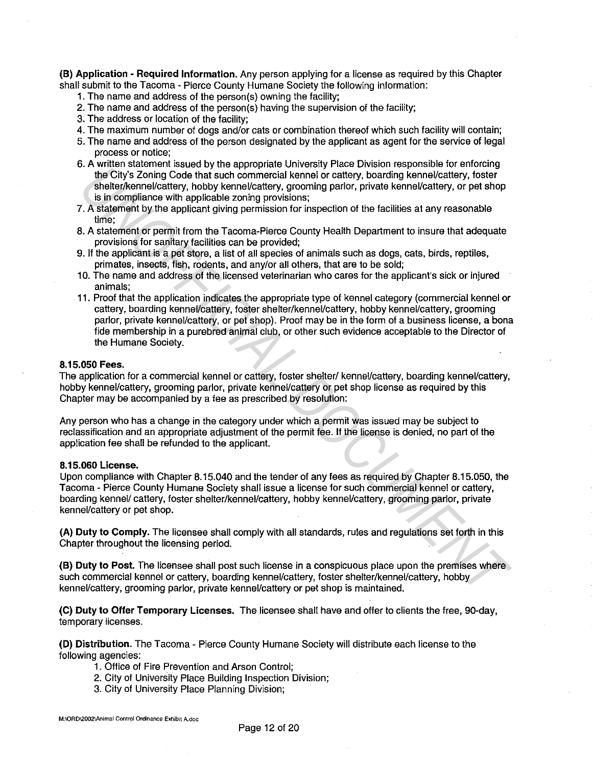**(B) Application - Required Information.** Any person applying for a license as required by this Chapter shall submit to the Tacoma - Pierce County Humane Society the following information:

1. The name and address of the person(s) owning the facility;
2. The name and address of the person(s) having the supervision of the facility;
3. The address or location of the facility;
4. The maximum number of dogs and/or cats or combination thereof which such facility will contain;
5. The name and address of the person designated by the applicant as agent for the service of legal process or notice;
6. A written statement issued by the appropriate University Place Division responsible for enforcing the City's Zoning Code that such commercial kennel or cattery, boarding kennel/cattery, foster shelter/kennel/cattery, hobby kennel/cattery, grooming parlor, private kennel/cattery, or pet shop is in compliance with applicable zoning provisions;
7. A statement by the applicant giving permission for inspection of the facilities at any reasonable time;
8. A statement or permit from the Tacoma-Pierce County Health Department to insure that adequate provisions for sanitary facilities can be provided;
9. If the applicant is a pet store, a list of all species of animals such as dogs, cats, birds, reptiles, primates, insects, fish, rodents, and any/or all others, that are to be sold;
10. The name and address of the licensed veterinarian who cares for the applicant's sick or injured animals;
11. Proof that the application indicates the appropriate type of kennel category (commercial kennel or cattery, boarding kennel/cattery, foster shelter/kennel/cattery, hobby kennel/cattery, grooming parlor, private kennel/cattery, or pet shop). Proof may be in the form of a business license, a bona fide membership in a purebred animal club, or other such evidence acceptable to the Director of the Humane Society.

**8.15.050 Fees.**

The application for a commercial kennel or cattery, foster shelter/ kennel/cattery, boarding kennel/cattery, hobby kennel/cattery, grooming parlor, private kennel/cattery or pet shop license as required by this Chapter may be accompanied by a fee as prescribed by resolution:

Any person who has a change in the category under which a permit was issued may be subject to reclassification and an appropriate adjustment of the permit fee. If the license is denied, no part of the application fee shall be refunded to the applicant.

**8.15.060 License.**

Upon compliance with Chapter 8.15.040 and the tender of any fees as required by Chapter 8.15.050, the Tacoma - Pierce County Humane Society shall issue a license for such commercial kennel or cattery, boarding kennel/ cattery, foster shelter/kennel/cattery, hobby kennel/cattery, grooming parlor, private kennel/cattery or pet shop.

**(A) Duty to Comply.** The licensee shall comply with all standards, rules and regulations set forth in this Chapter throughout the licensing period.

**(B) Duty to Post.** The licensee shall post such license in a conspicuous place upon the premises where such commercial kennel or cattery, boarding kennel/cattery, foster shelter/kennel/cattery, hobby kennel/cattery, grooming parlor, private kennel/cattery or pet shop is maintained.

**(C) Duty to Offer Temporary Licenses.** The licensee shall have and offer to clients the free, 90-day, temporary licenses.

**(D) Distribution.** The Tacoma - Pierce County Humane Society will distribute each license to the following agencies:

1. Office of Fire Prevention and Arson Control;
2. City of University Place Building Inspection Division;
3. City of University Place Planning Division;

M:\ORD\2002\Animal Control Ordinance Exhibit A.doc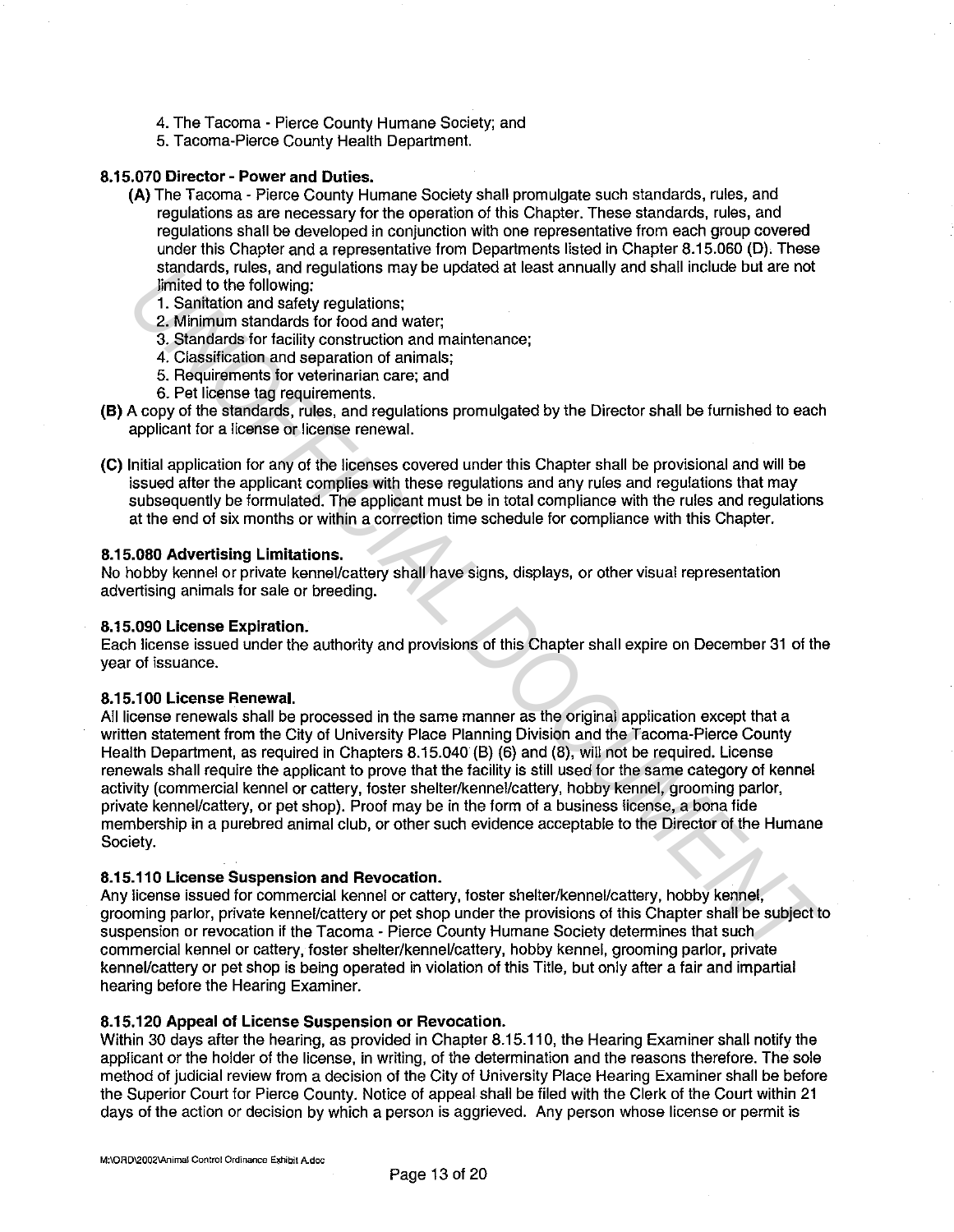4. The Tacoma - Pierce County Humane Society; and
5. Tacoma-Pierce County Health Department.

**8.15.070 Director - Power and Duties.**

**(A)** The Tacoma - Pierce County Humane Society shall promulgate such standards, rules, and regulations as are necessary for the operation of this Chapter. These standards, rules, and regulations shall be developed in conjunction with one representative from each group covered under this Chapter and a representative from Departments listed in Chapter 8.15.060 (D). These standards, rules, and regulations may be updated at least annually and shall include but are not limited to the following:

1. Sanitation and safety regulations;
2. Minimum standards for food and water;
3. Standards for facility construction and maintenance;
4. Classification and separation of animals;
5. Requirements for veterinarian care; and
6. Pet license tag requirements.

**(B)** A copy of the standards, rules, and regulations promulgated by the Director shall be furnished to each applicant for a license or license renewal.

**(C)** Initial application for any of the licenses covered under this Chapter shall be provisional and will be issued after the applicant complies with these regulations and any rules and regulations that may subsequently be formulated. The applicant must be in total compliance with the rules and regulations at the end of six months or within a correction time schedule for compliance with this Chapter.

**8.15.080 Advertising Limitations.**
No hobby kennel or private kennel/cattery shall have signs, displays, or other visual representation advertising animals for sale or breeding.

**8.15.090 License Expiration.**
Each license issued under the authority and provisions of this Chapter shall expire on December 31 of the year of issuance.

**8.15.100 License Renewal.**
All license renewals shall be processed in the same manner as the original application except that a written statement from the City of University Place Planning Division and the Tacoma-Pierce County Health Department, as required in Chapters 8.15.040 (B) (6) and (8), will not be required. License renewals shall require the applicant to prove that the facility is still used for the same category of kennel activity (commercial kennel or cattery, foster shelter/kennel/cattery, hobby kennel, grooming parlor, private kennel/cattery, or pet shop). Proof may be in the form of a business license, a bona fide membership in a purebred animal club, or other such evidence acceptable to the Director of the Humane Society.

**8.15.110 License Suspension and Revocation.**
Any license issued for commercial kennel or cattery, foster shelter/kennel/cattery, hobby kennel, grooming parlor, private kennel/cattery or pet shop under the provisions of this Chapter shall be subject to suspension or revocation if the Tacoma - Pierce County Humane Society determines that such commercial kennel or cattery, foster shelter/kennel/cattery, hobby kennel, grooming parlor, private kennel/cattery or pet shop is being operated in violation of this Title, but only after a fair and impartial hearing before the Hearing Examiner.

**8.15.120 Appeal of License Suspension or Revocation.**
Within 30 days after the hearing, as provided in Chapter 8.15.110, the Hearing Examiner shall notify the applicant or the holder of the license, in writing, of the determination and the reasons therefore. The sole method of judicial review from a decision of the City of University Place Hearing Examiner shall be before the Superior Court for Pierce County. Notice of appeal shall be filed with the Clerk of the Court within 21 days of the action or decision by which a person is aggrieved. Any person whose license or permit is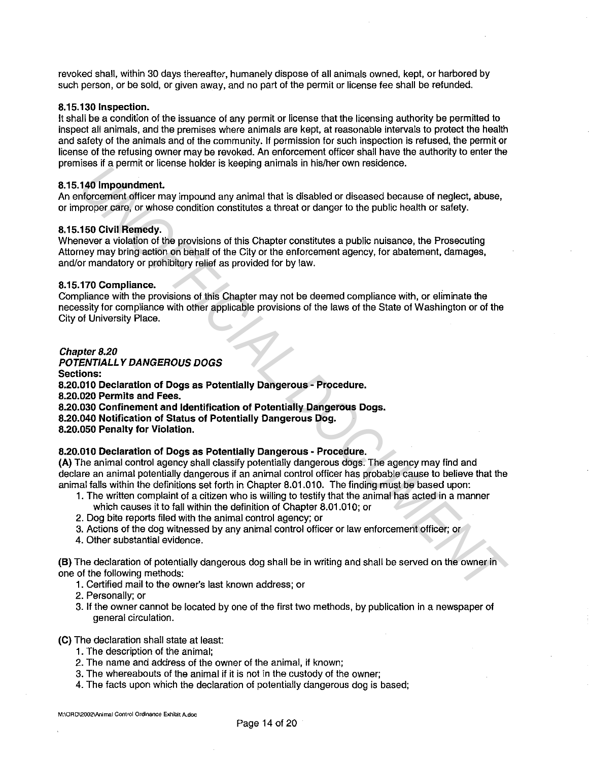revoked shall, within 30 days thereafter, humanely dispose of all animals owned, kept, or harbored by such person, or be sold, or given away, and no part of the permit or license fee shall be refunded.

**8.15.130 Inspection.**
It shall be a condition of the issuance of any permit or license that the licensing authority be permitted to inspect all animals, and the premises where animals are kept, at reasonable intervals to protect the health and safety of the animals and of the community. If permission for such inspection is refused, the permit or license of the refusing owner may be revoked. An enforcement officer shall have the authority to enter the premises if a permit or license holder is keeping animals in his/her own residence.

**8.15.140 Impoundment.**
An enforcement officer may impound any animal that is disabled or diseased because of neglect, abuse, or improper care, or whose condition constitutes a threat or danger to the public health or safety.

**8.15.150 Civil Remedy.**
Whenever a violation of the provisions of this Chapter constitutes a public nuisance, the Prosecuting Attorney may bring action on behalf of the City or the enforcement agency, for abatement, damages, and/or mandatory or prohibitory relief as provided for by law.

**8.15.170 Compliance.**
Compliance with the provisions of this Chapter may not be deemed compliance with, or eliminate the necessity for compliance with other applicable provisions of the laws of the State of Washington or of the City of University Place.

***Chapter 8.20***
***POTENTIALLY DANGEROUS DOGS***
**Sections:**
**8.20.010 Declaration of Dogs as Potentially Dangerous - Procedure.**
**8.20.020 Permits and Fees.**
**8.20.030 Confinement and Identification of Potentially Dangerous Dogs.**
**8.20.040 Notification of Status of Potentially Dangerous Dog.**
**8.20.050 Penalty for Violation.**

**8.20.010 Declaration of Dogs as Potentially Dangerous - Procedure.**
**(A)** The animal control agency shall classify potentially dangerous dogs. The agency may find and declare an animal potentially dangerous if an animal control officer has probable cause to believe that the animal falls within the definitions set forth in Chapter 8.01.010. The finding must be based upon:

1. The written complaint of a citizen who is willing to testify that the animal has acted in a manner which causes it to fall within the definition of Chapter 8.01.010; or
2. Dog bite reports filed with the animal control agency; or
3. Actions of the dog witnessed by any animal control officer or law enforcement officer; or
4. Other substantial evidence.

**(B)** The declaration of potentially dangerous dog shall be in writing and shall be served on the owner in one of the following methods:

1. Certified mail to the owner's last known address; or
2. Personally; or
3. If the owner cannot be located by one of the first two methods, by publication in a newspaper of general circulation.

**(C)** The declaration shall state at least:

1. The description of the animal;
2. The name and address of the owner of the animal, if known;
3. The whereabouts of the animal if it is not in the custody of the owner;
4. The facts upon which the declaration of potentially dangerous dog is based;

M:\ORD\2002\Animal Control Ordinance Exhibit A.doc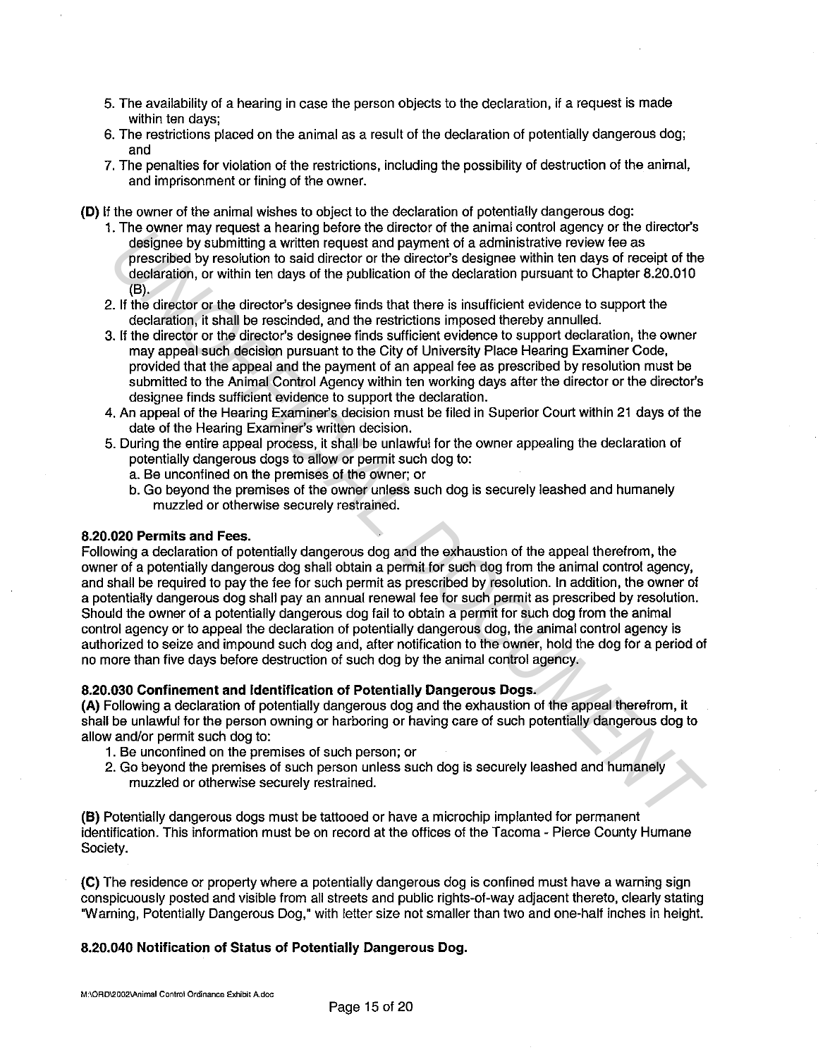5. The availability of a hearing in case the person objects to the declaration, if a request is made within ten days;
6. The restrictions placed on the animal as a result of the declaration of potentially dangerous dog; and
7. The penalties for violation of the restrictions, including the possibility of destruction of the animal, and imprisonment or fining of the owner.

**(D)** If the owner of the animal wishes to object to the declaration of potentially dangerous dog:

1. The owner may request a hearing before the director of the animal control agency or the director's designee by submitting a written request and payment of a administrative review fee as prescribed by resolution to said director or the director's designee within ten days of receipt of the declaration, or within ten days of the publication of the declaration pursuant to Chapter 8.20.010 (B).
2. If the director or the director's designee finds that there is insufficient evidence to support the declaration, it shall be rescinded, and the restrictions imposed thereby annulled.
3. If the director or the director's designee finds sufficient evidence to support declaration, the owner may appeal such decision pursuant to the City of University Place Hearing Examiner Code, provided that the appeal and the payment of an appeal fee as prescribed by resolution must be submitted to the Animal Control Agency within ten working days after the director or the director's designee finds sufficient evidence to support the declaration.
4. An appeal of the Hearing Examiner's decision must be filed in Superior Court within 21 days of the date of the Hearing Examiner's written decision.
5. During the entire appeal process, it shall be unlawful for the owner appealing the declaration of potentially dangerous dogs to allow or permit such dog to:
   a. Be unconfined on the premises of the owner; or
   b. Go beyond the premises of the owner unless such dog is securely leashed and humanely muzzled or otherwise securely restrained.

**8.20.020 Permits and Fees.**

Following a declaration of potentially dangerous dog and the exhaustion of the appeal therefrom, the owner of a potentially dangerous dog shall obtain a permit for such dog from the animal control agency, and shall be required to pay the fee for such permit as prescribed by resolution. In addition, the owner of a potentially dangerous dog shall pay an annual renewal fee for such permit as prescribed by resolution. Should the owner of a potentially dangerous dog fail to obtain a permit for such dog from the animal control agency or to appeal the declaration of potentially dangerous dog, the animal control agency is authorized to seize and impound such dog and, after notification to the owner, hold the dog for a period of no more than five days before destruction of such dog by the animal control agency.

**8.20.030 Confinement and Identification of Potentially Dangerous Dogs.**

**(A)** Following a declaration of potentially dangerous dog and the exhaustion of the appeal therefrom, it shall be unlawful for the person owning or harboring or having care of such potentially dangerous dog to allow and/or permit such dog to:

1. Be unconfined on the premises of such person; or
2. Go beyond the premises of such person unless such dog is securely leashed and humanely muzzled or otherwise securely restrained.

**(B)** Potentially dangerous dogs must be tattooed or have a microchip implanted for permanent identification. This information must be on record at the offices of the Tacoma - Pierce County Humane Society.

**(C)** The residence or property where a potentially dangerous dog is confined must have a warning sign conspicuously posted and visible from all streets and public rights-of-way adjacent thereto, clearly stating "Warning, Potentially Dangerous Dog," with letter size not smaller than two and one-half inches in height.

**8.20.040 Notification of Status of Potentially Dangerous Dog.**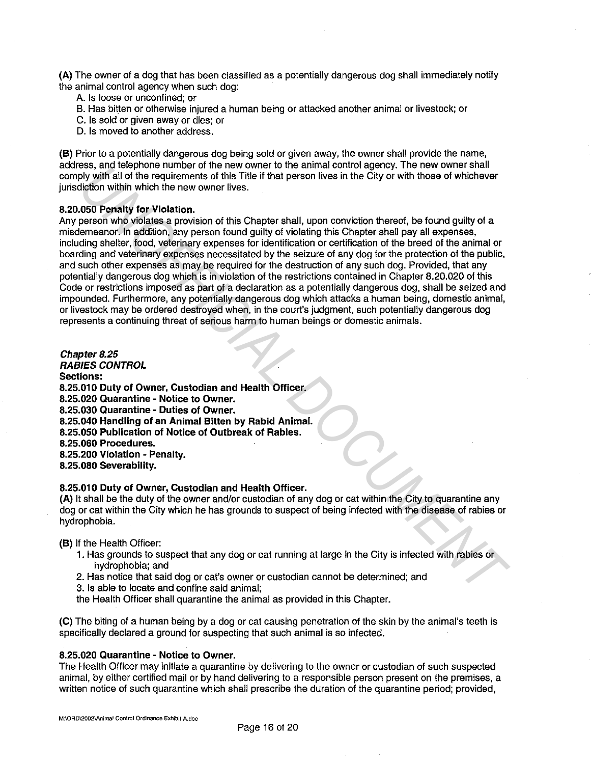(A) The owner of a dog that has been classified as a potentially dangerous dog shall immediately notify the animal control agency when such dog:

A. Is loose or unconfined; or
B. Has bitten or otherwise injured a human being or attacked another animal or livestock; or
C. Is sold or given away or dies; or
D. Is moved to another address.

(B) Prior to a potentially dangerous dog being sold or given away, the owner shall provide the name, address, and telephone number of the new owner to the animal control agency. The new owner shall comply with all of the requirements of this Title if that person lives in the City or with those of whichever jurisdiction within which the new owner lives.

**8.20.050 Penalty for Violation.**
Any person who violates a provision of this Chapter shall, upon conviction thereof, be found guilty of a misdemeanor. In addition, any person found guilty of violating this Chapter shall pay all expenses, including shelter, food, veterinary expenses for identification or certification of the breed of the animal or boarding and veterinary expenses necessitated by the seizure of any dog for the protection of the public, and such other expenses as may be required for the destruction of any such dog. Provided, that any potentially dangerous dog which is in violation of the restrictions contained in Chapter 8.20.020 of this Code or restrictions imposed as part of a declaration as a potentially dangerous dog, shall be seized and impounded. Furthermore, any potentially dangerous dog which attacks a human being, domestic animal, or livestock may be ordered destroyed when, in the court's judgment, such potentially dangerous dog represents a continuing threat of serious harm to human beings or domestic animals.

***Chapter 8.25***
***RABIES CONTROL***
**Sections:**
**8.25.010 Duty of Owner, Custodian and Health Officer.**
**8.25.020 Quarantine - Notice to Owner.**
**8.25.030 Quarantine - Duties of Owner.**
**8.25.040 Handling of an Animal Bitten by Rabid Animal.**
**8.25.050 Publication of Notice of Outbreak of Rabies.**
**8.25.060 Procedures.**
**8.25.200 Violation - Penalty.**
**8.25.080 Severability.**

**8.25.010 Duty of Owner, Custodian and Health Officer.**
(A) It shall be the duty of the owner and/or custodian of any dog or cat within the City to quarantine any dog or cat within the City which he has grounds to suspect of being infected with the disease of rabies or hydrophobia.

(B) If the Health Officer:

1. Has grounds to suspect that any dog or cat running at large in the City is infected with rabies or hydrophobia; and
2. Has notice that said dog or cat's owner or custodian cannot be determined; and
3. Is able to locate and confine said animal;

the Health Officer shall quarantine the animal as provided in this Chapter.

(C) The biting of a human being by a dog or cat causing penetration of the skin by the animal's teeth is specifically declared a ground for suspecting that such animal is so infected.

**8.25.020 Quarantine - Notice to Owner.**
The Health Officer may initiate a quarantine by delivering to the owner or custodian of such suspected animal, by either certified mail or by hand delivering to a responsible person present on the premises, a written notice of such quarantine which shall prescribe the duration of the quarantine period; provided,

M:\ORD\2002\Animal Control Ordinance Exhibit A.doc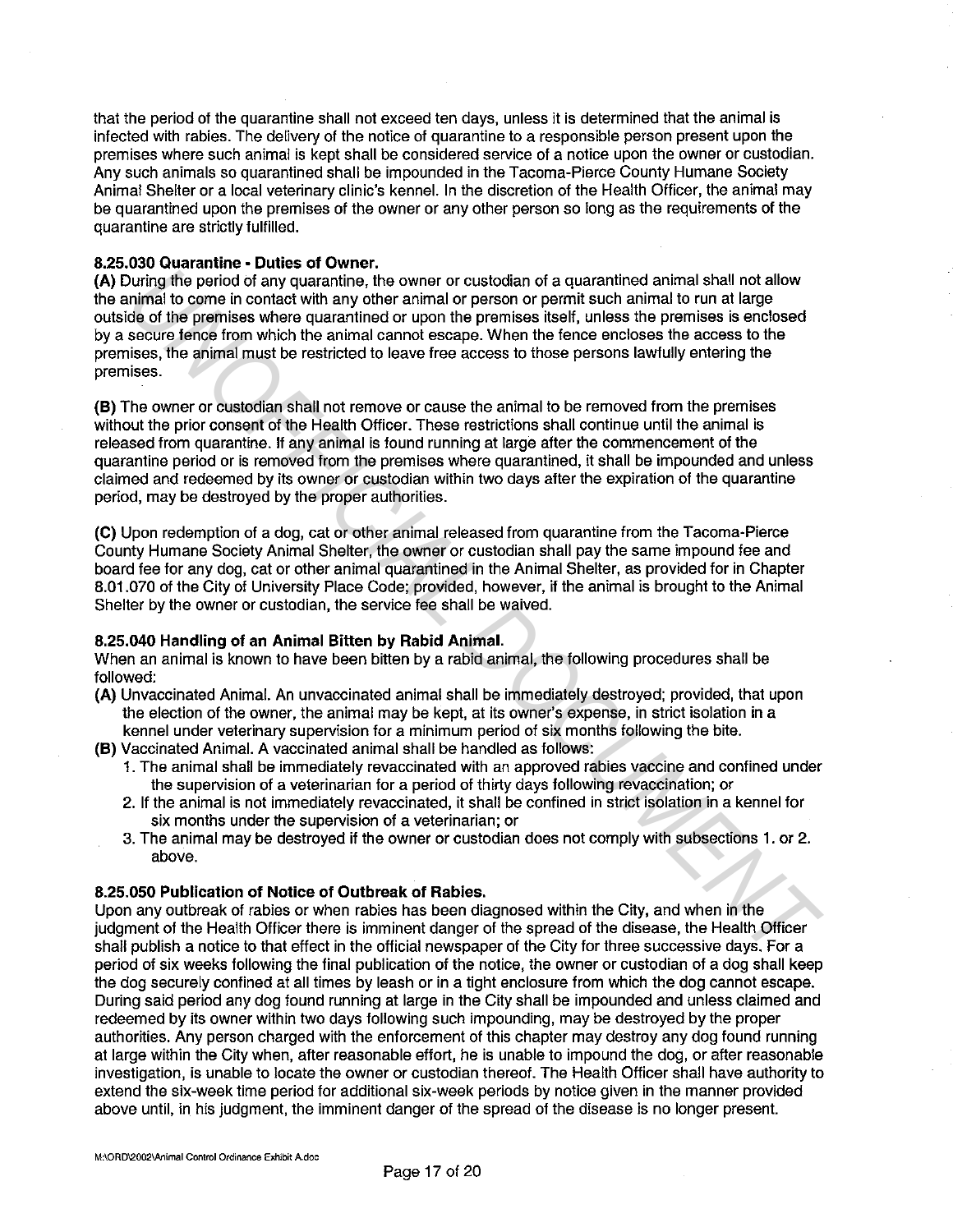that the period of the quarantine shall not exceed ten days, unless it is determined that the animal is infected with rabies. The delivery of the notice of quarantine to a responsible person present upon the premises where such animal is kept shall be considered service of a notice upon the owner or custodian. Any such animals so quarantined shall be impounded in the Tacoma-Pierce County Humane Society Animal Shelter or a local veterinary clinic's kennel. In the discretion of the Health Officer, the animal may be quarantined upon the premises of the owner or any other person so long as the requirements of the quarantine are strictly fulfilled.

**8.25.030 Quarantine - Duties of Owner.**

**(A)** During the period of any quarantine, the owner or custodian of a quarantined animal shall not allow the animal to come in contact with any other animal or person or permit such animal to run at large outside of the premises where quarantined or upon the premises itself, unless the premises is enclosed by a secure fence from which the animal cannot escape. When the fence encloses the access to the premises, the animal must be restricted to leave free access to those persons lawfully entering the premises.

**(B)** The owner or custodian shall not remove or cause the animal to be removed from the premises without the prior consent of the Health Officer. These restrictions shall continue until the animal is released from quarantine. If any animal is found running at large after the commencement of the quarantine period or is removed from the premises where quarantined, it shall be impounded and unless claimed and redeemed by its owner or custodian within two days after the expiration of the quarantine period, may be destroyed by the proper authorities.

**(C)** Upon redemption of a dog, cat or other animal released from quarantine from the Tacoma-Pierce County Humane Society Animal Shelter, the owner or custodian shall pay the same impound fee and board fee for any dog, cat or other animal quarantined in the Animal Shelter, as provided for in Chapter 8.01.070 of the City of University Place Code; provided, however, if the animal is brought to the Animal Shelter by the owner or custodian, the service fee shall be waived.

**8.25.040 Handling of an Animal Bitten by Rabid Animal.**

When an animal is known to have been bitten by a rabid animal, the following procedures shall be followed:

**(A)** Unvaccinated Animal. An unvaccinated animal shall be immediately destroyed; provided, that upon the election of the owner, the animal may be kept, at its owner's expense, in strict isolation in a kennel under veterinary supervision for a minimum period of six months following the bite.

**(B)** Vaccinated Animal. A vaccinated animal shall be handled as follows:

1. The animal shall be immediately revaccinated with an approved rabies vaccine and confined under the supervision of a veterinarian for a period of thirty days following revaccination; or
2. If the animal is not immediately revaccinated, it shall be confined in strict isolation in a kennel for six months under the supervision of a veterinarian; or
3. The animal may be destroyed if the owner or custodian does not comply with subsections 1. or 2. above.

**8.25.050 Publication of Notice of Outbreak of Rabies.**

Upon any outbreak of rabies or when rabies has been diagnosed within the City, and when in the judgment of the Health Officer there is imminent danger of the spread of the disease, the Health Officer shall publish a notice to that effect in the official newspaper of the City for three successive days. For a period of six weeks following the final publication of the notice, the owner or custodian of a dog shall keep the dog securely confined at all times by leash or in a tight enclosure from which the dog cannot escape. During said period any dog found running at large in the City shall be impounded and unless claimed and redeemed by its owner within two days following such impounding, may be destroyed by the proper authorities. Any person charged with the enforcement of this chapter may destroy any dog found running at large within the City when, after reasonable effort, he is unable to impound the dog, or after reasonable investigation, is unable to locate the owner or custodian thereof. The Health Officer shall have authority to extend the six-week time period for additional six-week periods by notice given in the manner provided above until, in his judgment, the imminent danger of the spread of the disease is no longer present.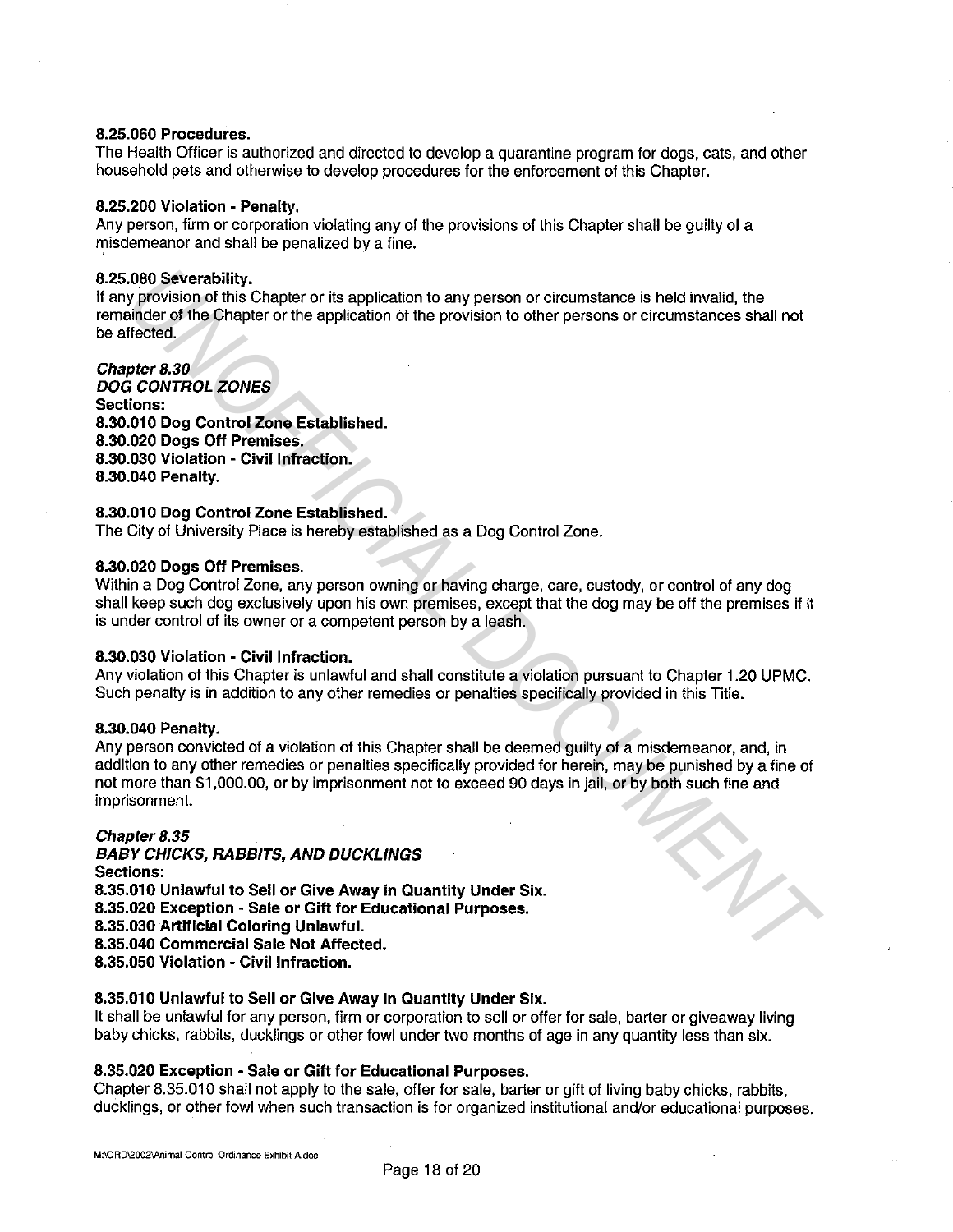**8.25.060 Procedures.**
The Health Officer is authorized and directed to develop a quarantine program for dogs, cats, and other household pets and otherwise to develop procedures for the enforcement of this Chapter.

**8.25.200 Violation - Penalty.**
Any person, firm or corporation violating any of the provisions of this Chapter shall be guilty of a misdemeanor and shall be penalized by a fine.

**8.25.080 Severability.**
If any provision of this Chapter or its application to any person or circumstance is held invalid, the remainder of the Chapter or the application of the provision to other persons or circumstances shall not be affected.

***Chapter 8.30***
***DOG CONTROL ZONES***
**Sections:**
**8.30.010 Dog Control Zone Established.**
**8.30.020 Dogs Off Premises.**
**8.30.030 Violation - Civil Infraction.**
**8.30.040 Penalty.**

**8.30.010 Dog Control Zone Established.**
The City of University Place is hereby established as a Dog Control Zone.

**8.30.020 Dogs Off Premises.**
Within a Dog Control Zone, any person owning or having charge, care, custody, or control of any dog shall keep such dog exclusively upon his own premises, except that the dog may be off the premises if it is under control of its owner or a competent person by a leash.

**8.30.030 Violation - Civil Infraction.**
Any violation of this Chapter is unlawful and shall constitute a violation pursuant to Chapter 1.20 UPMC. Such penalty is in addition to any other remedies or penalties specifically provided in this Title.

**8.30.040 Penalty.**
Any person convicted of a violation of this Chapter shall be deemed guilty of a misdemeanor, and, in addition to any other remedies or penalties specifically provided for herein, may be punished by a fine of not more than $1,000.00, or by imprisonment not to exceed 90 days in jail, or by both such fine and imprisonment.

***Chapter 8.35***
***BABY CHICKS, RABBITS, AND DUCKLINGS***
**Sections:**
**8.35.010 Unlawful to Sell or Give Away in Quantity Under Six.**
**8.35.020 Exception - Sale or Gift for Educational Purposes.**
**8.35.030 Artificial Coloring Unlawful.**
**8.35.040 Commercial Sale Not Affected.**
**8.35.050 Violation - Civil Infraction.**

**8.35.010 Unlawful to Sell or Give Away in Quantity Under Six.**
It shall be unlawful for any person, firm or corporation to sell or offer for sale, barter or giveaway living baby chicks, rabbits, ducklings or other fowl under two months of age in any quantity less than six.

**8.35.020 Exception - Sale or Gift for Educational Purposes.**
Chapter 8.35.010 shall not apply to the sale, offer for sale, barter or gift of living baby chicks, rabbits, ducklings, or other fowl when such transaction is for organized institutional and/or educational purposes.

M:\ORD\2002\Animal Control Ordinance Exhibit A.doc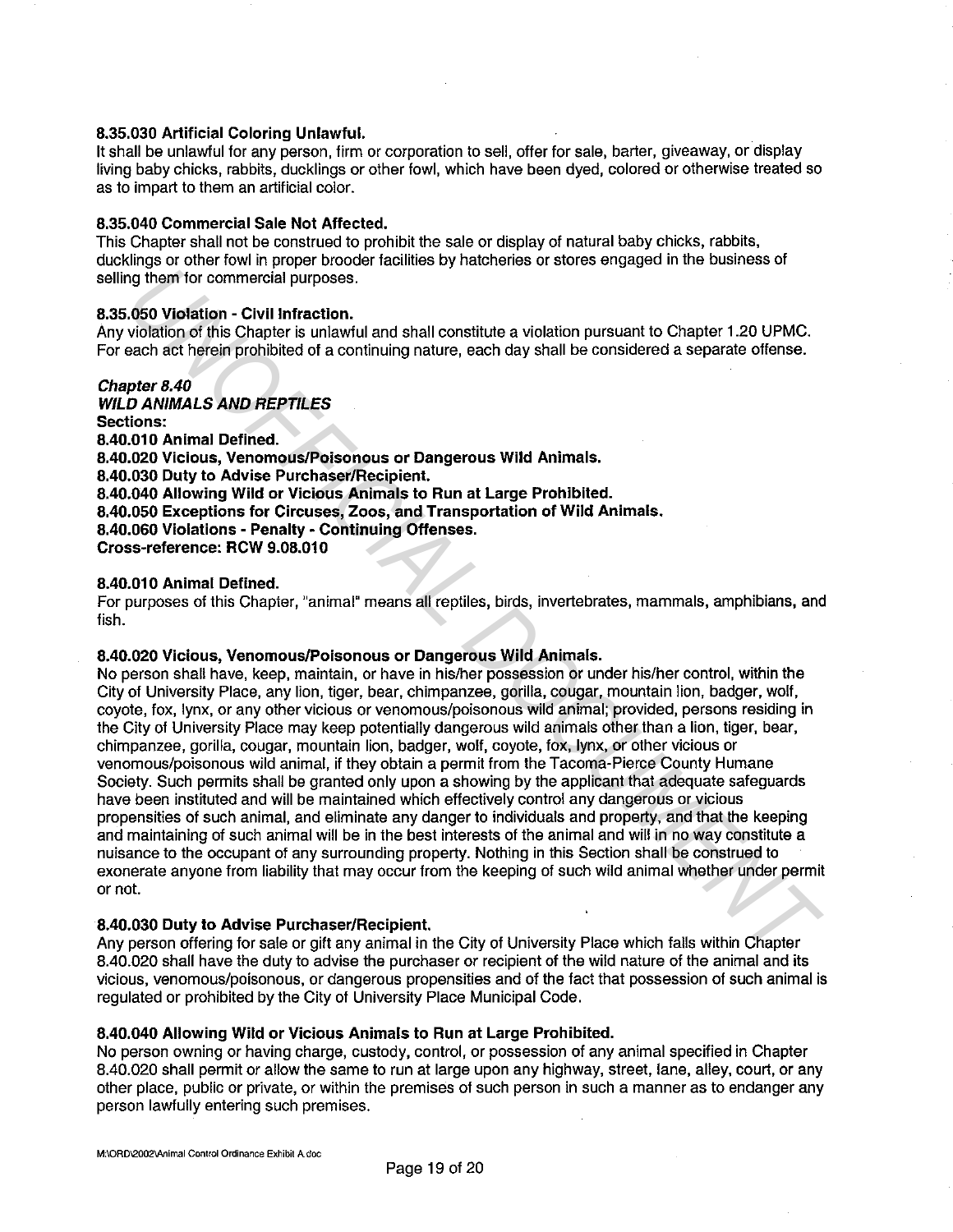**8.35.030 Artificial Coloring Unlawful.**
It shall be unlawful for any person, firm or corporation to sell, offer for sale, barter, giveaway, or display living baby chicks, rabbits, ducklings or other fowl, which have been dyed, colored or otherwise treated so as to impart to them an artificial color.

**8.35.040 Commercial Sale Not Affected.**
This Chapter shall not be construed to prohibit the sale or display of natural baby chicks, rabbits, ducklings or other fowl in proper brooder facilities by hatcheries or stores engaged in the business of selling them for commercial purposes.

**8.35.050 Violation - Civil Infraction.**
Any violation of this Chapter is unlawful and shall constitute a violation pursuant to Chapter 1.20 UPMC. For each act herein prohibited of a continuing nature, each day shall be considered a separate offense.

***Chapter 8.40***
***WILD ANIMALS AND REPTILES***
**Sections:**
**8.40.010 Animal Defined.**
**8.40.020 Vicious, Venomous/Poisonous or Dangerous Wild Animals.**
**8.40.030 Duty to Advise Purchaser/Recipient.**
**8.40.040 Allowing Wild or Vicious Animals to Run at Large Prohibited.**
**8.40.050 Exceptions for Circuses, Zoos, and Transportation of Wild Animals.**
**8.40.060 Violations - Penalty - Continuing Offenses.**
**Cross-reference: RCW 9.08.010**

**8.40.010 Animal Defined.**
For purposes of this Chapter, "animal" means all reptiles, birds, invertebrates, mammals, amphibians, and fish.

**8.40.020 Vicious, Venomous/Poisonous or Dangerous Wild Animals.**
No person shall have, keep, maintain, or have in his/her possession or under his/her control, within the City of University Place, any lion, tiger, bear, chimpanzee, gorilla, cougar, mountain lion, badger, wolf, coyote, fox, lynx, or any other vicious or venomous/poisonous wild animal; provided, persons residing in the City of University Place may keep potentially dangerous wild animals other than a lion, tiger, bear, chimpanzee, gorilla, cougar, mountain lion, badger, wolf, coyote, fox, lynx, or other vicious or venomous/poisonous wild animal, if they obtain a permit from the Tacoma-Pierce County Humane Society. Such permits shall be granted only upon a showing by the applicant that adequate safeguards have been instituted and will be maintained which effectively control any dangerous or vicious propensities of such animal, and eliminate any danger to individuals and property, and that the keeping and maintaining of such animal will be in the best interests of the animal and will in no way constitute a nuisance to the occupant of any surrounding property. Nothing in this Section shall be construed to exonerate anyone from liability that may occur from the keeping of such wild animal whether under permit or not.

**8.40.030 Duty to Advise Purchaser/Recipient.**
Any person offering for sale or gift any animal in the City of University Place which falls within Chapter 8.40.020 shall have the duty to advise the purchaser or recipient of the wild nature of the animal and its vicious, venomous/poisonous, or dangerous propensities and of the fact that possession of such animal is regulated or prohibited by the City of University Place Municipal Code.

**8.40.040 Allowing Wild or Vicious Animals to Run at Large Prohibited.**
No person owning or having charge, custody, control, or possession of any animal specified in Chapter 8.40.020 shall permit or allow the same to run at large upon any highway, street, lane, alley, court, or any other place, public or private, or within the premises of such person in such a manner as to endanger any person lawfully entering such premises.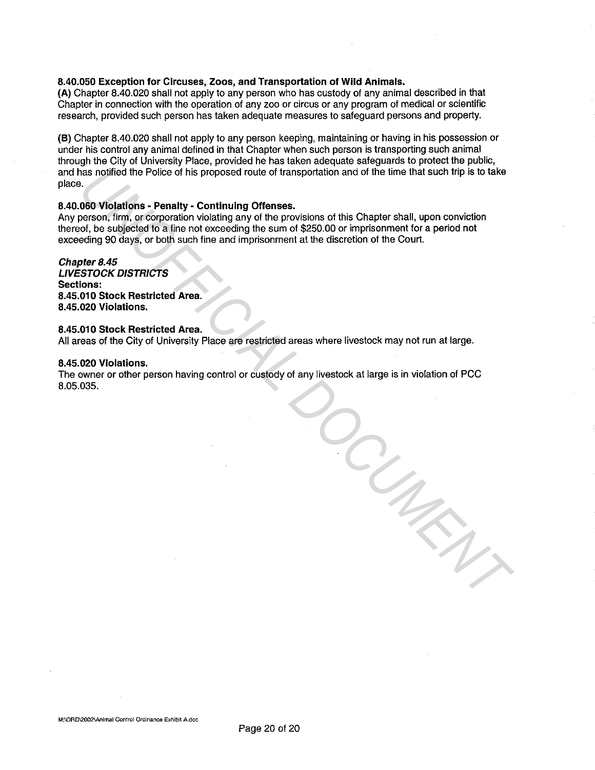**8.40.050 Exception for Circuses, Zoos, and Transportation of Wild Animals.**
**(A)** Chapter 8.40.020 shall not apply to any person who has custody of any animal described in that Chapter in connection with the operation of any zoo or circus or any program of medical or scientific research, provided such person has taken adequate measures to safeguard persons and property.

**(B)** Chapter 8.40.020 shall not apply to any person keeping, maintaining or having in his possession or under his control any animal defined in that Chapter when such person is transporting such animal through the City of University Place, provided he has taken adequate safeguards to protect the public, and has notified the Police of his proposed route of transportation and of the time that such trip is to take place.

**8.40.060 Violations - Penalty - Continuing Offenses.**
Any person, firm, or corporation violating any of the provisions of this Chapter shall, upon conviction thereof, be subjected to a fine not exceeding the sum of $250.00 or imprisonment for a period not exceeding 90 days, or both such fine and imprisonment at the discretion of the Court.

***Chapter 8.45***
***LIVESTOCK DISTRICTS***
**Sections:**
**8.45.010 Stock Restricted Area.**
**8.45.020 Violations.**

**8.45.010 Stock Restricted Area.**
All areas of the City of University Place are restricted areas where livestock may not run at large.

**8.45.020 Violations.**
The owner or other person having control or custody of any livestock at large is in violation of PCC 8.05.035.

M:\ORD\2002\Animal Control Ordinance Exhibit A.doc